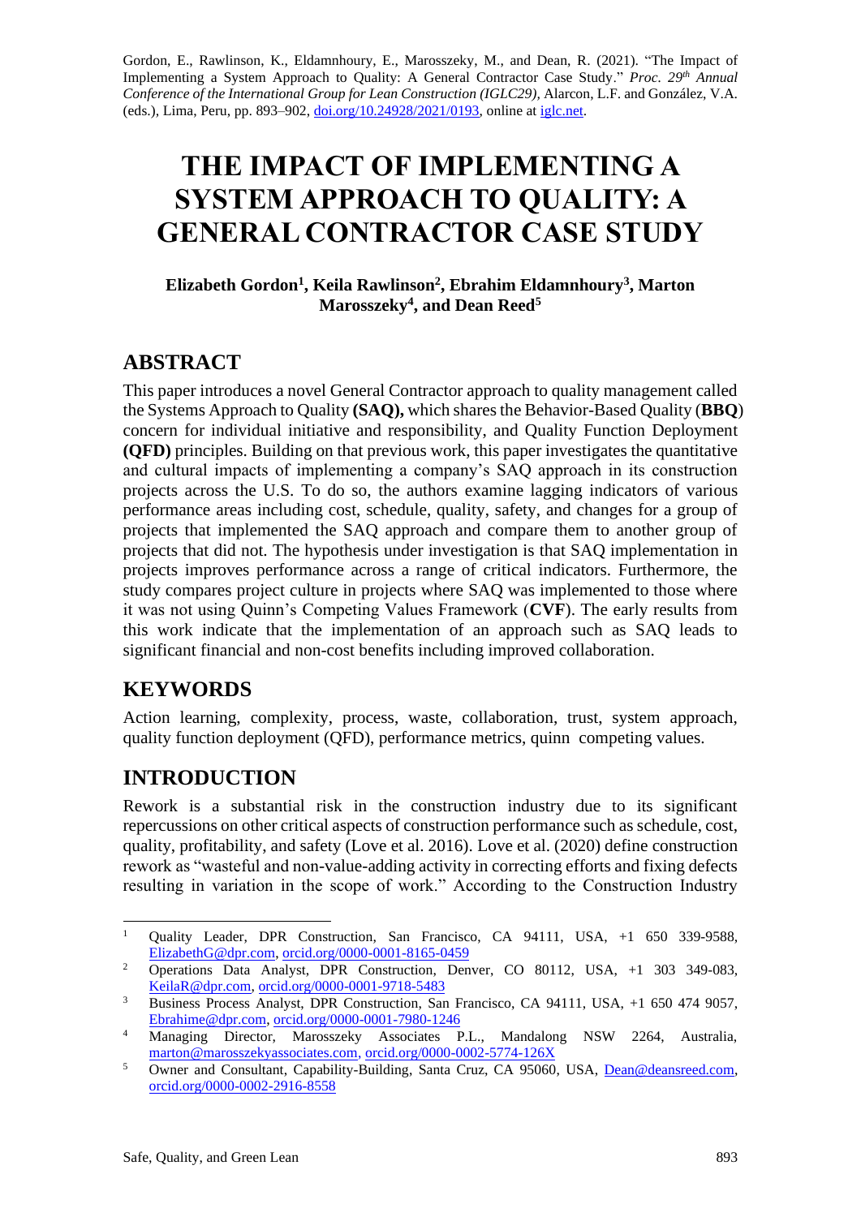Gordon, E., Rawlinson, K., Eldamnhoury, E., Marosszeky, M., and Dean, R. (2021). "The Impact of Implementing a System Approach to Quality: A General Contractor Case Study." *Proc. 29th Annual Conference of the International Group for Lean Construction (IGLC29),* Alarcon, L.F. and González, V.A. (eds.), Lima, Peru, pp. 893–902, doi.org/10.24928/2021/0193, online at iglc.net.

# THE IMPACT OF IMPLEMENTING A SYSTEM APPROACH TO QUALITY: A GENERAL CONTRACTOR CASE STUDY

**Elizabeth Gordon[1], Keila Rawlinson[2], Ebrahim Eldamnhoury[3], Marton Marosszeky[4], and Dean Reed[5]**

## ABSTRACT

This paper introduces a novel General Contractor approach to quality management called the Systems Approach to Quality **(SAQ),** which shares the Behavior-Based Quality (**BBQ**) concern for individual initiative and responsibility, and Quality Function Deployment **(QFD)** principles. Building on that previous work, this paper investigates the quantitative and cultural impacts of implementing a company's SAQ approach in its construction projects across the U.S. To do so, the authors examine lagging indicators of various performance areas including cost, schedule, quality, safety, and changes for a group of projects that implemented the SAQ approach and compare them to another group of projects that did not. The hypothesis under investigation is that SAQ implementation in projects improves performance across a range of critical indicators. Furthermore, the study compares project culture in projects where SAQ was implemented to those where it was not using Quinn's Competing Values Framework (**CVF**). The early results from this work indicate that the implementation of an approach such as SAQ leads to significant financial and non-cost benefits including improved collaboration.

## KEYWORDS

Action learning, complexity, process, waste, collaboration, trust, system approach, quality function deployment (QFD), performance metrics, quinn competing values.

## INTRODUCTION

Rework is a substantial risk in the construction industry due to its significant repercussions on other critical aspects of construction performance such as schedule, cost, quality, profitability, and safety (Love et al. 2016). Love et al. (2020) define construction rework as "wasteful and non-value-adding activity in correcting efforts and fixing defects resulting in variation in the scope of work." According to the Construction Industry

---

[1] Quality Leader, DPR Construction, San Francisco, CA 94111, USA, +1 650 339-9588, ElizabethG@dpr.com, orcid.org/0000-0001-8165-0459

[2] Operations Data Analyst, DPR Construction, Denver, CO 80112, USA, +1 303 349-083, KeilaR@dpr.com, orcid.org/0000-0001-9718-5483

[3] Business Process Analyst, DPR Construction, San Francisco, CA 94111, USA, +1 650 474 9057, Ebrahime@dpr.com, orcid.org/0000-0001-7980-1246

[4] Managing Director, Marosszeky Associates P.L., Mandalong NSW 2264, Australia, marton@marosszekyassociates.com, orcid.org/0000-0002-5774-126X

[5] Owner and Consultant, Capability-Building, Santa Cruz, CA 95060, USA, Dean@deansreed.com, orcid.org/0000-0002-2916-8558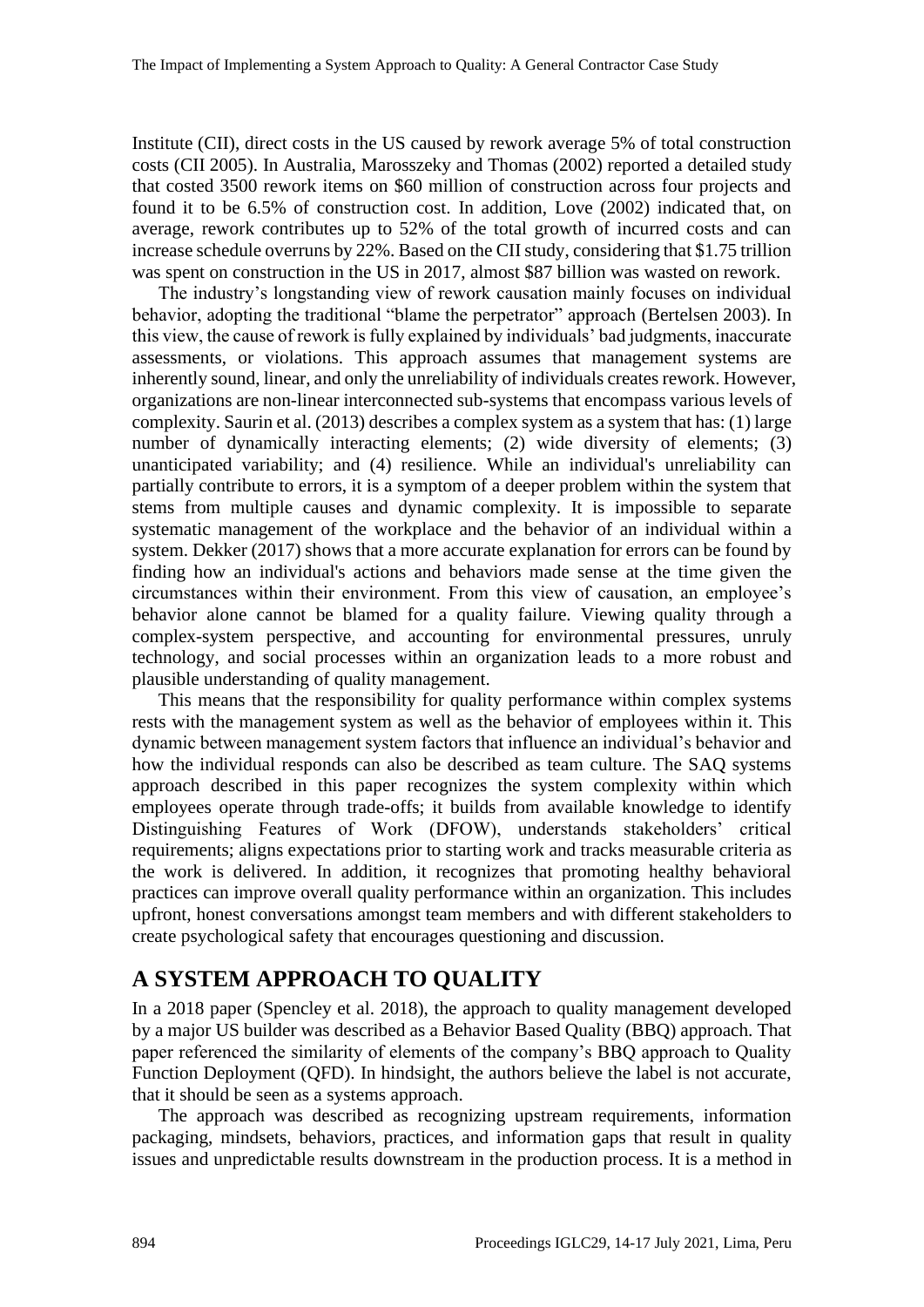Institute (CII), direct costs in the US caused by rework average 5% of total construction costs (CII 2005). In Australia, Marosszeky and Thomas (2002) reported a detailed study that costed 3500 rework items on $60 million of construction across four projects and found it to be 6.5% of construction cost. In addition, Love (2002) indicated that, on average, rework contributes up to 52% of the total growth of incurred costs and can increase schedule overruns by 22%. Based on the CII study, considering that $1.75 trillion was spent on construction in the US in 2017, almost $87 billion was wasted on rework.

The industry's longstanding view of rework causation mainly focuses on individual behavior, adopting the traditional "blame the perpetrator" approach (Bertelsen 2003). In this view, the cause of rework is fully explained by individuals' bad judgments, inaccurate assessments, or violations. This approach assumes that management systems are inherently sound, linear, and only the unreliability of individuals creates rework. However, organizations are non-linear interconnected sub-systems that encompass various levels of complexity. Saurin et al. (2013) describes a complex system as a system that has: (1) large number of dynamically interacting elements; (2) wide diversity of elements; (3) unanticipated variability; and (4) resilience. While an individual's unreliability can partially contribute to errors, it is a symptom of a deeper problem within the system that stems from multiple causes and dynamic complexity. It is impossible to separate systematic management of the workplace and the behavior of an individual within a system. Dekker (2017) shows that a more accurate explanation for errors can be found by finding how an individual's actions and behaviors made sense at the time given the circumstances within their environment. From this view of causation, an employee's behavior alone cannot be blamed for a quality failure. Viewing quality through a complex-system perspective, and accounting for environmental pressures, unruly technology, and social processes within an organization leads to a more robust and plausible understanding of quality management.

This means that the responsibility for quality performance within complex systems rests with the management system as well as the behavior of employees within it. This dynamic between management system factors that influence an individual's behavior and how the individual responds can also be described as team culture. The SAQ systems approach described in this paper recognizes the system complexity within which employees operate through trade-offs; it builds from available knowledge to identify Distinguishing Features of Work (DFOW), understands stakeholders' critical requirements; aligns expectations prior to starting work and tracks measurable criteria as the work is delivered. In addition, it recognizes that promoting healthy behavioral practices can improve overall quality performance within an organization. This includes upfront, honest conversations amongst team members and with different stakeholders to create psychological safety that encourages questioning and discussion.

## A SYSTEM APPROACH TO QUALITY

In a 2018 paper (Spencley et al. 2018), the approach to quality management developed by a major US builder was described as a Behavior Based Quality (BBQ) approach. That paper referenced the similarity of elements of the company's BBQ approach to Quality Function Deployment (QFD). In hindsight, the authors believe the label is not accurate, that it should be seen as a systems approach.

The approach was described as recognizing upstream requirements, information packaging, mindsets, behaviors, practices, and information gaps that result in quality issues and unpredictable results downstream in the production process. It is a method in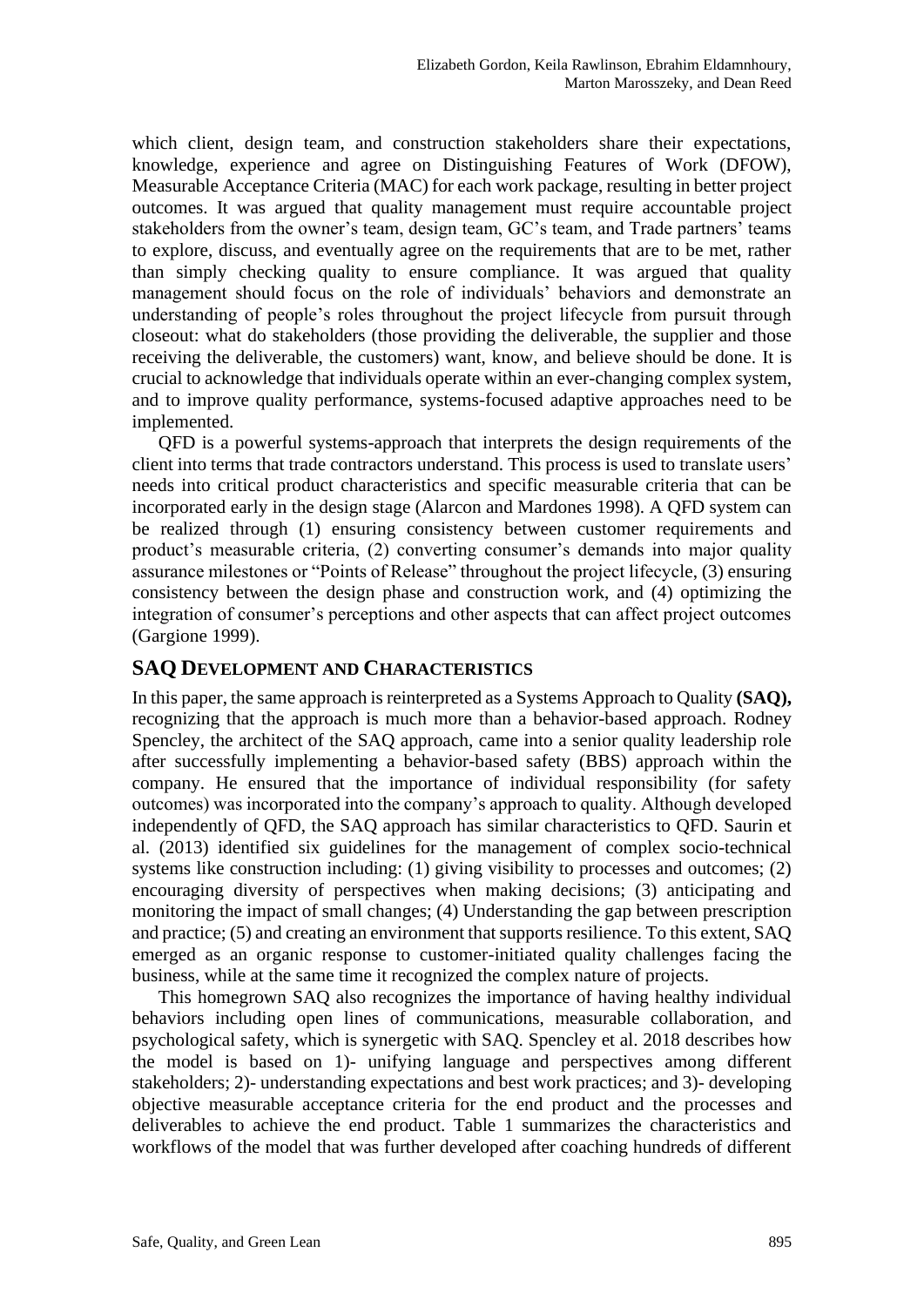which client, design team, and construction stakeholders share their expectations, knowledge, experience and agree on Distinguishing Features of Work (DFOW), Measurable Acceptance Criteria (MAC) for each work package, resulting in better project outcomes. It was argued that quality management must require accountable project stakeholders from the owner's team, design team, GC's team, and Trade partners' teams to explore, discuss, and eventually agree on the requirements that are to be met, rather than simply checking quality to ensure compliance. It was argued that quality management should focus on the role of individuals' behaviors and demonstrate an understanding of people's roles throughout the project lifecycle from pursuit through closeout: what do stakeholders (those providing the deliverable, the supplier and those receiving the deliverable, the customers) want, know, and believe should be done. It is crucial to acknowledge that individuals operate within an ever-changing complex system, and to improve quality performance, systems-focused adaptive approaches need to be implemented.

QFD is a powerful systems-approach that interprets the design requirements of the client into terms that trade contractors understand. This process is used to translate users' needs into critical product characteristics and specific measurable criteria that can be incorporated early in the design stage (Alarcon and Mardones 1998). A QFD system can be realized through (1) ensuring consistency between customer requirements and product's measurable criteria, (2) converting consumer's demands into major quality assurance milestones or "Points of Release" throughout the project lifecycle, (3) ensuring consistency between the design phase and construction work, and (4) optimizing the integration of consumer's perceptions and other aspects that can affect project outcomes (Gargione 1999).

## SAQ DEVELOPMENT AND CHARACTERISTICS

In this paper, the same approach is reinterpreted as a Systems Approach to Quality **(SAQ),** recognizing that the approach is much more than a behavior-based approach. Rodney Spencley, the architect of the SAQ approach, came into a senior quality leadership role after successfully implementing a behavior-based safety (BBS) approach within the company. He ensured that the importance of individual responsibility (for safety outcomes) was incorporated into the company's approach to quality. Although developed independently of QFD, the SAQ approach has similar characteristics to QFD. Saurin et al. (2013) identified six guidelines for the management of complex socio-technical systems like construction including: (1) giving visibility to processes and outcomes; (2) encouraging diversity of perspectives when making decisions; (3) anticipating and monitoring the impact of small changes; (4) Understanding the gap between prescription and practice; (5) and creating an environment that supports resilience. To this extent, SAQ emerged as an organic response to customer-initiated quality challenges facing the business, while at the same time it recognized the complex nature of projects.

This homegrown SAQ also recognizes the importance of having healthy individual behaviors including open lines of communications, measurable collaboration, and psychological safety, which is synergetic with SAQ. Spencley et al. 2018 describes how the model is based on 1)- unifying language and perspectives among different stakeholders; 2)- understanding expectations and best work practices; and 3)- developing objective measurable acceptance criteria for the end product and the processes and deliverables to achieve the end product. Table 1 summarizes the characteristics and workflows of the model that was further developed after coaching hundreds of different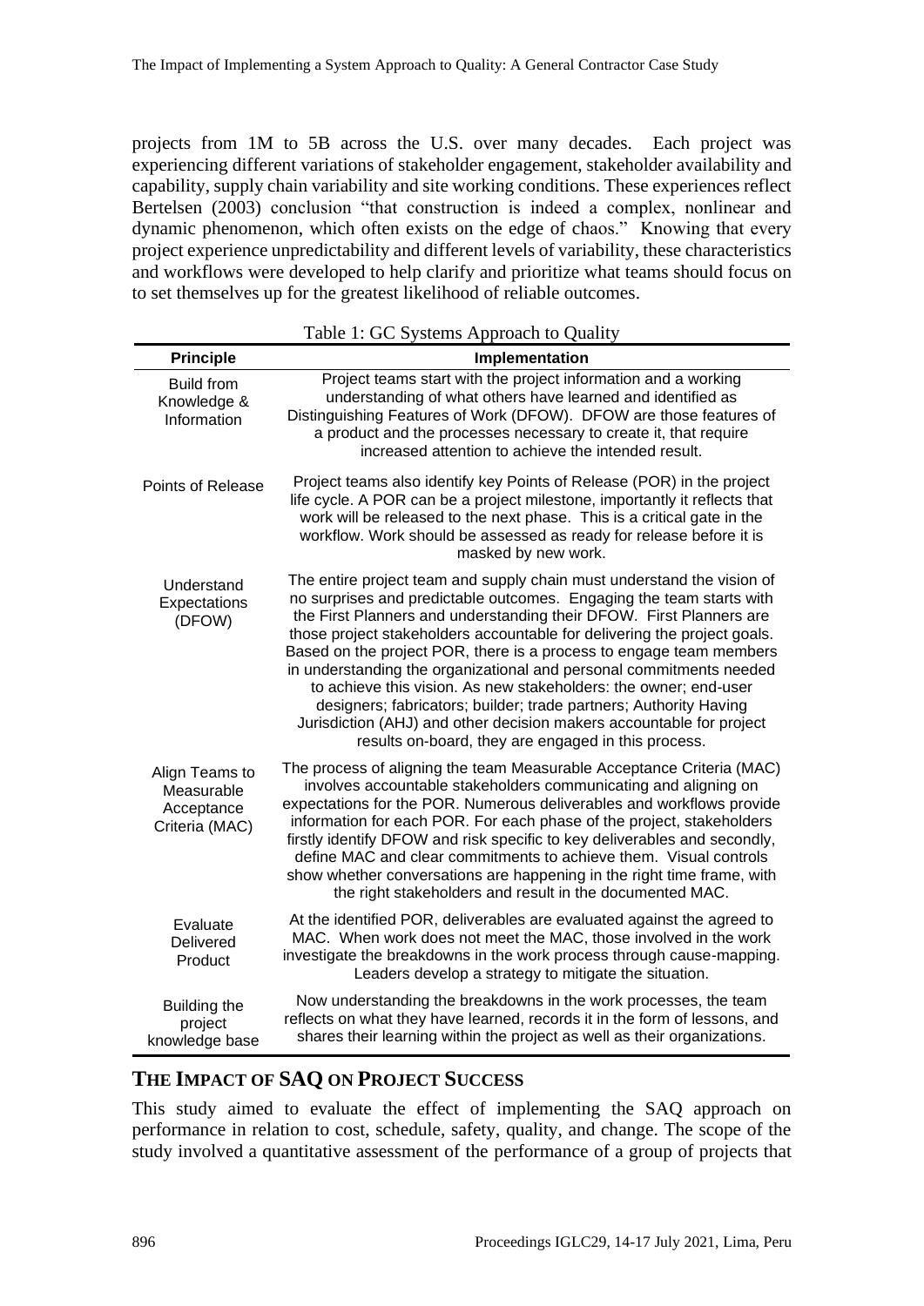projects from 1M to 5B across the U.S. over many decades. Each project was experiencing different variations of stakeholder engagement, stakeholder availability and capability, supply chain variability and site working conditions. These experiences reflect Bertelsen (2003) conclusion "that construction is indeed a complex, nonlinear and dynamic phenomenon, which often exists on the edge of chaos." Knowing that every project experience unpredictability and different levels of variability, these characteristics and workflows were developed to help clarify and prioritize what teams should focus on to set themselves up for the greatest likelihood of reliable outcomes.

Table 1: GC Systems Approach to Quality

| Principle | Implementation |
|---|---|
| Build from Knowledge & Information | Project teams start with the project information and a working understanding of what others have learned and identified as Distinguishing Features of Work (DFOW). DFOW are those features of a product and the processes necessary to create it, that require increased attention to achieve the intended result. |
| Points of Release | Project teams also identify key Points of Release (POR) in the project life cycle. A POR can be a project milestone, importantly it reflects that work will be released to the next phase. This is a critical gate in the workflow. Work should be assessed as ready for release before it is masked by new work. |
| Understand Expectations (DFOW) | The entire project team and supply chain must understand the vision of no surprises and predictable outcomes. Engaging the team starts with the First Planners and understanding their DFOW. First Planners are those project stakeholders accountable for delivering the project goals. Based on the project POR, there is a process to engage team members in understanding the organizational and personal commitments needed to achieve this vision. As new stakeholders: the owner; end-user designers; fabricators; builder; trade partners; Authority Having Jurisdiction (AHJ) and other decision makers accountable for project results on-board, they are engaged in this process. |
| Align Teams to Measurable Acceptance Criteria (MAC) | The process of aligning the team Measurable Acceptance Criteria (MAC) involves accountable stakeholders communicating and aligning on expectations for the POR. Numerous deliverables and workflows provide information for each POR. For each phase of the project, stakeholders firstly identify DFOW and risk specific to key deliverables and secondly, define MAC and clear commitments to achieve them. Visual controls show whether conversations are happening in the right time frame, with the right stakeholders and result in the documented MAC. |
| Evaluate Delivered Product | At the identified POR, deliverables are evaluated against the agreed to MAC. When work does not meet the MAC, those involved in the work investigate the breakdowns in the work process through cause-mapping. Leaders develop a strategy to mitigate the situation. |
| Building the project knowledge base | Now understanding the breakdowns in the work processes, the team reflects on what they have learned, records it in the form of lessons, and shares their learning within the project as well as their organizations. |

## THE IMPACT OF SAQ ON PROJECT SUCCESS

This study aimed to evaluate the effect of implementing the SAQ approach on performance in relation to cost, schedule, safety, quality, and change. The scope of the study involved a quantitative assessment of the performance of a group of projects that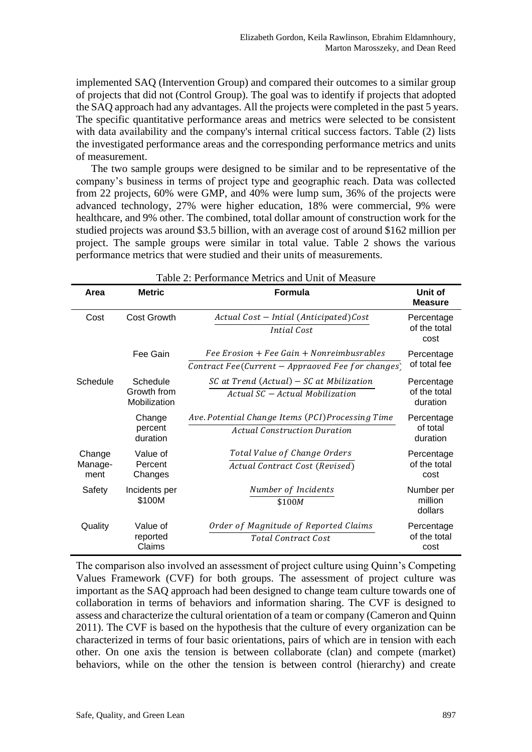implemented SAQ (Intervention Group) and compared their outcomes to a similar group of projects that did not (Control Group). The goal was to identify if projects that adopted the SAQ approach had any advantages. All the projects were completed in the past 5 years. The specific quantitative performance areas and metrics were selected to be consistent with data availability and the company's internal critical success factors. Table (2) lists the investigated performance areas and the corresponding performance metrics and units of measurement.

The two sample groups were designed to be similar and to be representative of the company's business in terms of project type and geographic reach. Data was collected from 22 projects, 60% were GMP, and 40% were lump sum, 36% of the projects were advanced technology, 27% were higher education, 18% were commercial, 9% were healthcare, and 9% other. The combined, total dollar amount of construction work for the studied projects was around $3.5 billion, with an average cost of around $162 million per project. The sample groups were similar in total value. Table 2 shows the various performance metrics that were studied and their units of measurements.

Table 2: Performance Metrics and Unit of Measure

| Area | Metric | Formula | Unit of Measure |
|---|---|---|---|
| Cost | Cost Growth | $\frac{Actual\ Cost - Intial\ (Anticipated) Cost}{Intial\ Cost}$ | Percentage of the total cost |
| | Fee Gain | $\frac{Fee\ Erosion + Fee\ Gain + Nonreimbusrables}{Contract\ Fee (Current - Appraoved\ Fee\ for\ changes)}$ | Percentage of total fee |
| Schedule | Schedule Growth from Mobilization | $\frac{SC\ at\ Trend\ (Actual) - SC\ at\ Mbilization}{Actual\ SC - Actual\ Mobilization}$ | Percentage of the total duration |
| | Change percent duration | $\frac{Ave.\ Potential\ Change\ Items\ (PCI) Processing\ Time}{Actual\ Construction\ Duration}$ | Percentage of total duration |
| Change Manage-ment | Value of Percent Changes | $\frac{Total\ Value\ of\ Change\ Orders}{Actual\ Contract\ Cost\ (Revised)}$ | Percentage of the total cost |
| Safety | Incidents per \$100M | $\frac{Number\ of\ Incidents}{\$100M}$ | Number per million dollars |
| Quality | Value of reported Claims | $\frac{Order\ of\ Magnitude\ of\ Reported\ Claims}{Total\ Contract\ Cost}$ | Percentage of the total cost |

The comparison also involved an assessment of project culture using Quinn's Competing Values Framework (CVF) for both groups. The assessment of project culture was important as the SAQ approach had been designed to change team culture towards one of collaboration in terms of behaviors and information sharing. The CVF is designed to assess and characterize the cultural orientation of a team or company (Cameron and Quinn 2011). The CVF is based on the hypothesis that the culture of every organization can be characterized in terms of four basic orientations, pairs of which are in tension with each other. On one axis the tension is between collaborate (clan) and compete (market) behaviors, while on the other the tension is between control (hierarchy) and create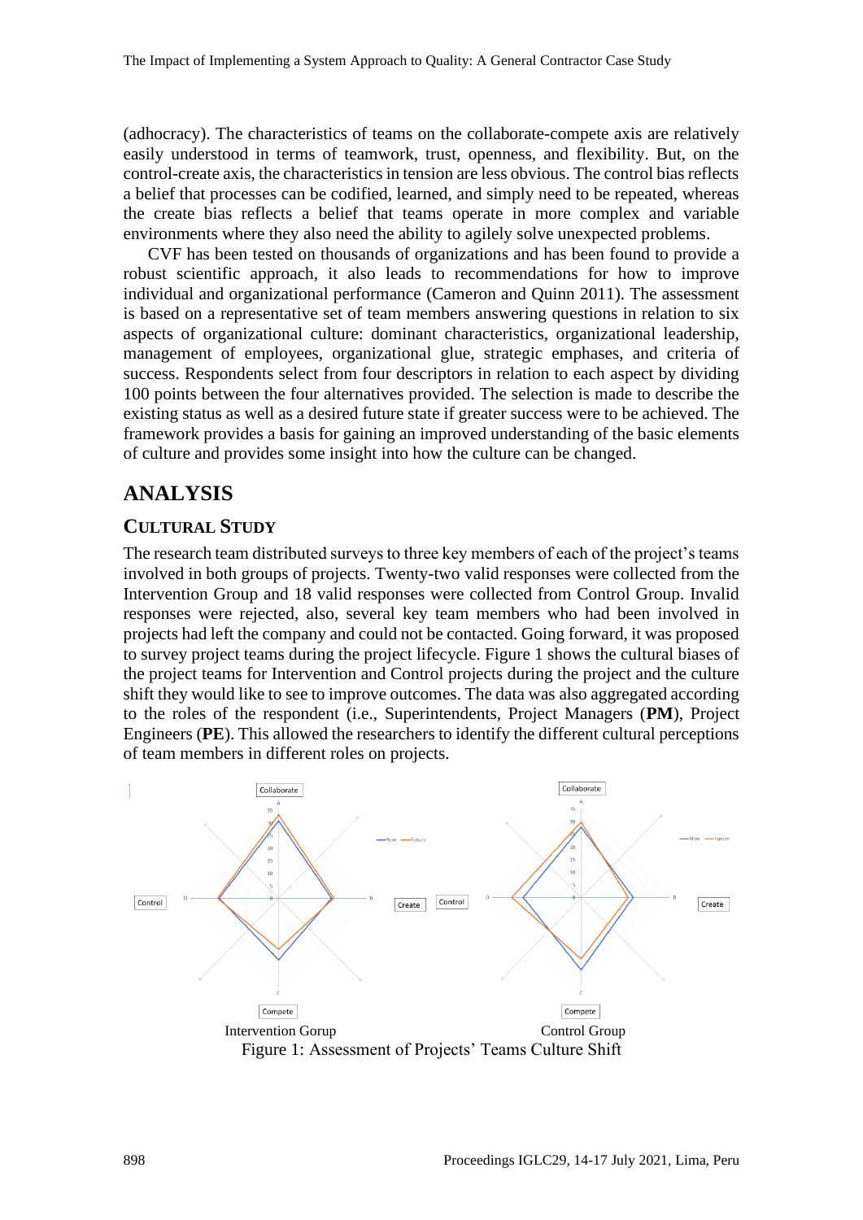(adhocracy). The characteristics of teams on the collaborate-compete axis are relatively easily understood in terms of teamwork, trust, openness, and flexibility. But, on the control-create axis, the characteristics in tension are less obvious. The control bias reflects a belief that processes can be codified, learned, and simply need to be repeated, whereas the create bias reflects a belief that teams operate in more complex and variable environments where they also need the ability to agilely solve unexpected problems.

CVF has been tested on thousands of organizations and has been found to provide a robust scientific approach, it also leads to recommendations for how to improve individual and organizational performance (Cameron and Quinn 2011). The assessment is based on a representative set of team members answering questions in relation to six aspects of organizational culture: dominant characteristics, organizational leadership, management of employees, organizational glue, strategic emphases, and criteria of success. Respondents select from four descriptors in relation to each aspect by dividing 100 points between the four alternatives provided. The selection is made to describe the existing status as well as a desired future state if greater success were to be achieved. The framework provides a basis for gaining an improved understanding of the basic elements of culture and provides some insight into how the culture can be changed.

# ANALYSIS

## CULTURAL STUDY

The research team distributed surveys to three key members of each of the project's teams involved in both groups of projects. Twenty-two valid responses were collected from the Intervention Group and 18 valid responses were collected from Control Group. Invalid responses were rejected, also, several key team members who had been involved in projects had left the company and could not be contacted. Going forward, it was proposed to survey project teams during the project lifecycle. Figure 1 shows the cultural biases of the project teams for Intervention and Control projects during the project and the culture shift they would like to see to improve outcomes. The data was also aggregated according to the roles of the respondent (i.e., Superintendents, Project Managers (**PM**), Project Engineers (**PE**). This allowed the researchers to identify the different cultural perceptions of team members in different roles on projects.

Intervention Gorup　　　　Control Group

Figure 1: Assessment of Projects' Teams Culture Shift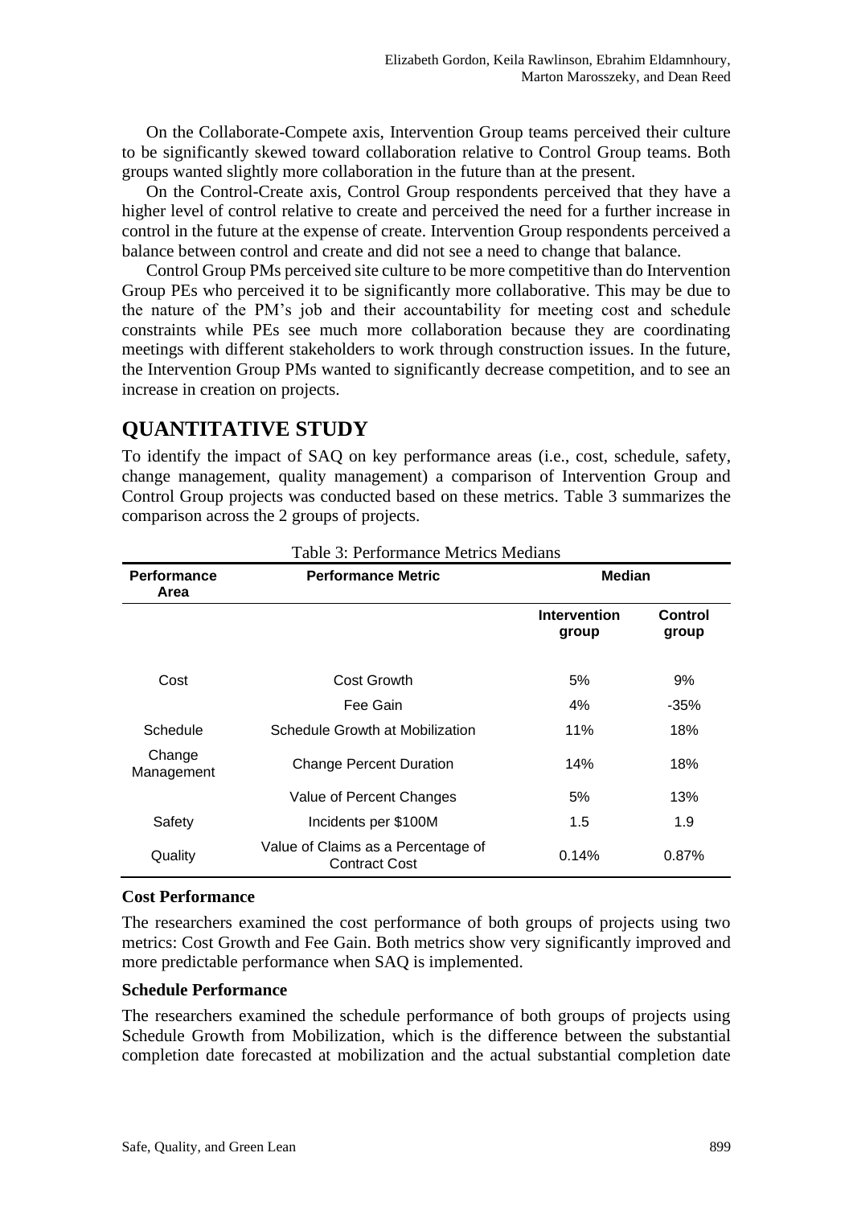On the Collaborate-Compete axis, Intervention Group teams perceived their culture to be significantly skewed toward collaboration relative to Control Group teams. Both groups wanted slightly more collaboration in the future than at the present.

On the Control-Create axis, Control Group respondents perceived that they have a higher level of control relative to create and perceived the need for a further increase in control in the future at the expense of create. Intervention Group respondents perceived a balance between control and create and did not see a need to change that balance.

Control Group PMs perceived site culture to be more competitive than do Intervention Group PEs who perceived it to be significantly more collaborative. This may be due to the nature of the PM's job and their accountability for meeting cost and schedule constraints while PEs see much more collaboration because they are coordinating meetings with different stakeholders to work through construction issues. In the future, the Intervention Group PMs wanted to significantly decrease competition, and to see an increase in creation on projects.

# QUANTITATIVE STUDY

To identify the impact of SAQ on key performance areas (i.e., cost, schedule, safety, change management, quality management) a comparison of Intervention Group and Control Group projects was conducted based on these metrics. Table 3 summarizes the comparison across the 2 groups of projects.

Table 3: Performance Metrics Medians

| Performance Area | Performance Metric | Median | |
|---|---|---|---|
| | | Intervention group | Control group |
| Cost | Cost Growth | 5% | 9% |
| | Fee Gain | 4% | -35% |
| Schedule | Schedule Growth at Mobilization | 11% | 18% |
| Change Management | Change Percent Duration | 14% | 18% |
| | Value of Percent Changes | 5% | 13% |
| Safety | Incidents per $100M | 1.5 | 1.9 |
| Quality | Value of Claims as a Percentage of Contract Cost | 0.14% | 0.87% |

### Cost Performance

The researchers examined the cost performance of both groups of projects using two metrics: Cost Growth and Fee Gain. Both metrics show very significantly improved and more predictable performance when SAQ is implemented.

### Schedule Performance

The researchers examined the schedule performance of both groups of projects using Schedule Growth from Mobilization, which is the difference between the substantial completion date forecasted at mobilization and the actual substantial completion date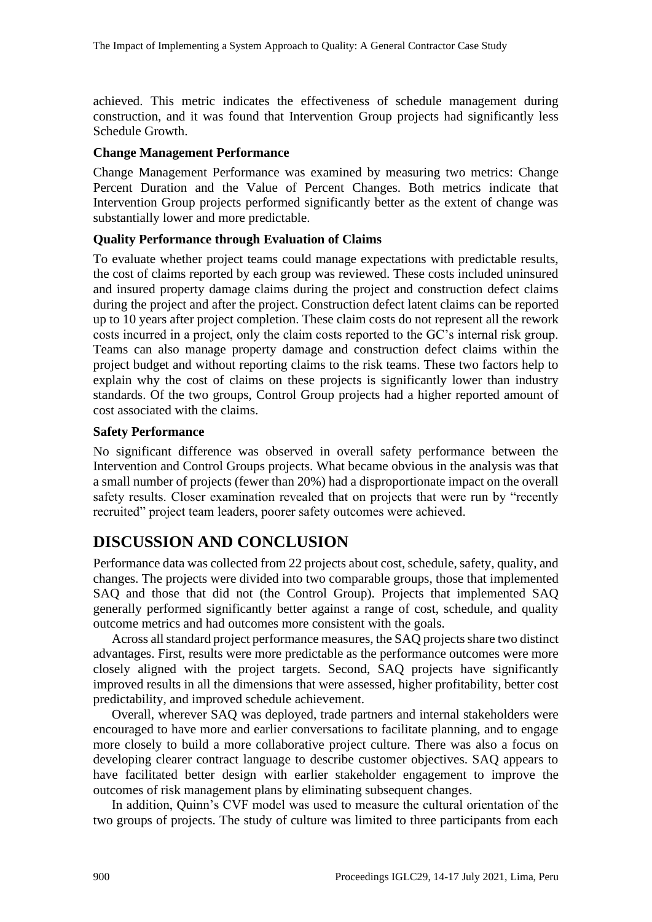achieved. This metric indicates the effectiveness of schedule management during construction, and it was found that Intervention Group projects had significantly less Schedule Growth.

### Change Management Performance

Change Management Performance was examined by measuring two metrics: Change Percent Duration and the Value of Percent Changes. Both metrics indicate that Intervention Group projects performed significantly better as the extent of change was substantially lower and more predictable.

### Quality Performance through Evaluation of Claims

To evaluate whether project teams could manage expectations with predictable results, the cost of claims reported by each group was reviewed. These costs included uninsured and insured property damage claims during the project and construction defect claims during the project and after the project. Construction defect latent claims can be reported up to 10 years after project completion. These claim costs do not represent all the rework costs incurred in a project, only the claim costs reported to the GC's internal risk group. Teams can also manage property damage and construction defect claims within the project budget and without reporting claims to the risk teams. These two factors help to explain why the cost of claims on these projects is significantly lower than industry standards. Of the two groups, Control Group projects had a higher reported amount of cost associated with the claims.

### Safety Performance

No significant difference was observed in overall safety performance between the Intervention and Control Groups projects. What became obvious in the analysis was that a small number of projects (fewer than 20%) had a disproportionate impact on the overall safety results. Closer examination revealed that on projects that were run by "recently recruited" project team leaders, poorer safety outcomes were achieved.

## DISCUSSION AND CONCLUSION

Performance data was collected from 22 projects about cost, schedule, safety, quality, and changes. The projects were divided into two comparable groups, those that implemented SAQ and those that did not (the Control Group). Projects that implemented SAQ generally performed significantly better against a range of cost, schedule, and quality outcome metrics and had outcomes more consistent with the goals.

Across all standard project performance measures, the SAQ projects share two distinct advantages. First, results were more predictable as the performance outcomes were more closely aligned with the project targets. Second, SAQ projects have significantly improved results in all the dimensions that were assessed, higher profitability, better cost predictability, and improved schedule achievement.

Overall, wherever SAQ was deployed, trade partners and internal stakeholders were encouraged to have more and earlier conversations to facilitate planning, and to engage more closely to build a more collaborative project culture. There was also a focus on developing clearer contract language to describe customer objectives. SAQ appears to have facilitated better design with earlier stakeholder engagement to improve the outcomes of risk management plans by eliminating subsequent changes.

In addition, Quinn's CVF model was used to measure the cultural orientation of the two groups of projects. The study of culture was limited to three participants from each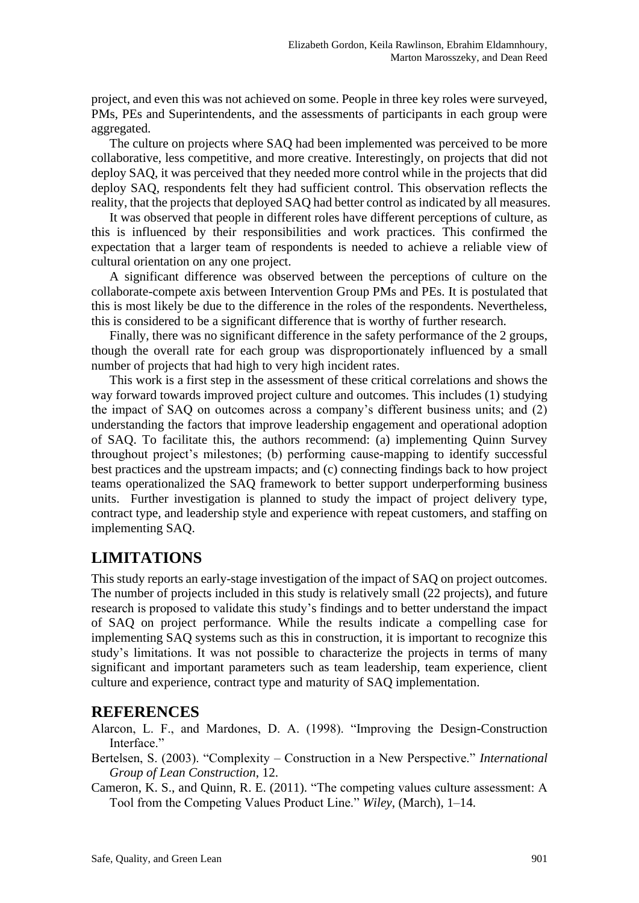project, and even this was not achieved on some. People in three key roles were surveyed, PMs, PEs and Superintendents, and the assessments of participants in each group were aggregated.

The culture on projects where SAQ had been implemented was perceived to be more collaborative, less competitive, and more creative. Interestingly, on projects that did not deploy SAQ, it was perceived that they needed more control while in the projects that did deploy SAQ, respondents felt they had sufficient control. This observation reflects the reality, that the projects that deployed SAQ had better control as indicated by all measures.

It was observed that people in different roles have different perceptions of culture, as this is influenced by their responsibilities and work practices. This confirmed the expectation that a larger team of respondents is needed to achieve a reliable view of cultural orientation on any one project.

A significant difference was observed between the perceptions of culture on the collaborate-compete axis between Intervention Group PMs and PEs. It is postulated that this is most likely be due to the difference in the roles of the respondents. Nevertheless, this is considered to be a significant difference that is worthy of further research.

Finally, there was no significant difference in the safety performance of the 2 groups, though the overall rate for each group was disproportionately influenced by a small number of projects that had high to very high incident rates.

This work is a first step in the assessment of these critical correlations and shows the way forward towards improved project culture and outcomes. This includes (1) studying the impact of SAQ on outcomes across a company's different business units; and (2) understanding the factors that improve leadership engagement and operational adoption of SAQ. To facilitate this, the authors recommend: (a) implementing Quinn Survey throughout project's milestones; (b) performing cause-mapping to identify successful best practices and the upstream impacts; and (c) connecting findings back to how project teams operationalized the SAQ framework to better support underperforming business units. Further investigation is planned to study the impact of project delivery type, contract type, and leadership style and experience with repeat customers, and staffing on implementing SAQ.

## LIMITATIONS

This study reports an early-stage investigation of the impact of SAQ on project outcomes. The number of projects included in this study is relatively small (22 projects), and future research is proposed to validate this study's findings and to better understand the impact of SAQ on project performance. While the results indicate a compelling case for implementing SAQ systems such as this in construction, it is important to recognize this study's limitations. It was not possible to characterize the projects in terms of many significant and important parameters such as team leadership, team experience, client culture and experience, contract type and maturity of SAQ implementation.

## REFERENCES

Alarcon, L. F., and Mardones, D. A. (1998). "Improving the Design-Construction Interface."

Bertelsen, S. (2003). "Complexity – Construction in a New Perspective." *International Group of Lean Construction*, 12.

Cameron, K. S., and Quinn, R. E. (2011). "The competing values culture assessment: A Tool from the Competing Values Product Line." *Wiley*, (March), 1–14.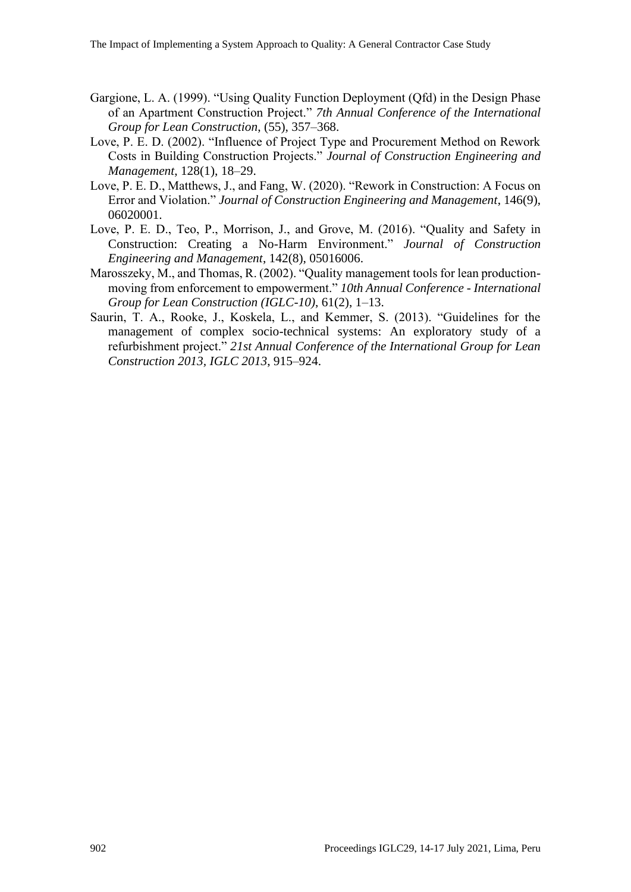Gargione, L. A. (1999). "Using Quality Function Deployment (Qfd) in the Design Phase of an Apartment Construction Project." *7th Annual Conference of the International Group for Lean Construction*, (55), 357–368.

Love, P. E. D. (2002). "Influence of Project Type and Procurement Method on Rework Costs in Building Construction Projects." *Journal of Construction Engineering and Management*, 128(1), 18–29.

Love, P. E. D., Matthews, J., and Fang, W. (2020). "Rework in Construction: A Focus on Error and Violation." *Journal of Construction Engineering and Management*, 146(9), 06020001.

Love, P. E. D., Teo, P., Morrison, J., and Grove, M. (2016). "Quality and Safety in Construction: Creating a No-Harm Environment." *Journal of Construction Engineering and Management*, 142(8), 05016006.

Marosszeky, M., and Thomas, R. (2002). "Quality management tools for lean production-moving from enforcement to empowerment." *10th Annual Conference - International Group for Lean Construction (IGLC-10)*, 61(2), 1–13.

Saurin, T. A., Rooke, J., Koskela, L., and Kemmer, S. (2013). "Guidelines for the management of complex socio-technical systems: An exploratory study of a refurbishment project." *21st Annual Conference of the International Group for Lean Construction 2013, IGLC 2013*, 915–924.